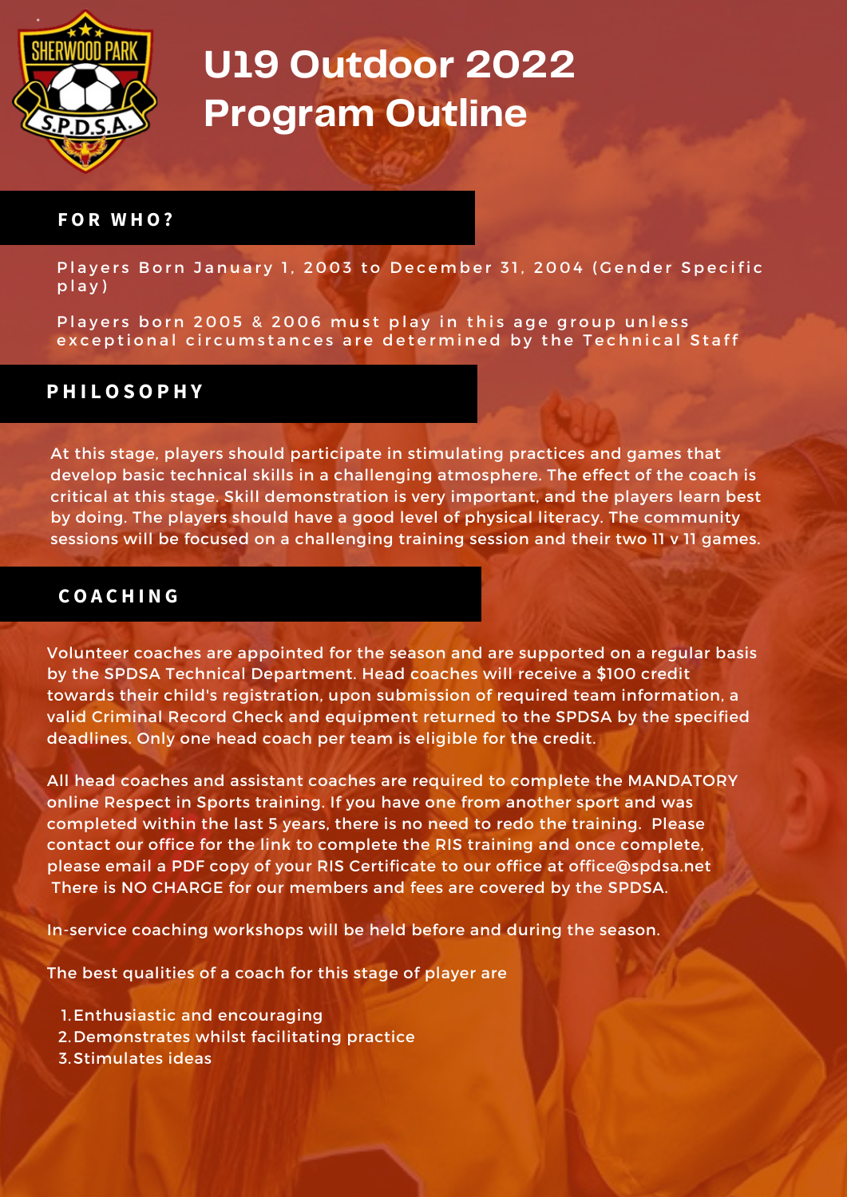# U19 Outdoor 2022 Program Outline

## FOR WHO?

Players Born January 1, 2003 to December 31, 2004 (Gender Specific play)

Players born 2005 & 2006 must play in this age group unless exceptional circumstances are determined by the Technical Staff

## PHILOSOPHY

At this stage, players should participate in stimulating practices and games that develop basic technical skills in a challenging atmosphere. The effect of the coach is critical at this stage. Skill demonstration is very important, and the players learn best by doing. The players should have a good level of physical literacy. The community sessions will be focused on a challenging training session and their two 11 v 11 games.

## COACHING

Volunteer coaches are appointed for the season and are supported on a regular basis by the SPDSA Technical Department. Head coaches will receive a $100 credit towards their child's registration, upon submission of required team information, a valid Criminal Record Check and equipment returned to the SPDSA by the specified deadlines. Only one head coach per team is eligible for the credit.

All head coaches and assistant coaches are required to complete the MANDATORY online Respect in Sports training. If you have one from another sport and was completed within the last 5 years, there is no need to redo the training. Please contact our office for the link to complete the RIS training and once complete, please email a PDF copy of your RIS Certificate to our office at office@spdsa.net There is NO CHARGE for our members and fees are covered by the SPDSA.

In-service coaching workshops will be held before and during the season.

The best qualities of a coach for this stage of player are

1. Enthusiastic and encouraging
2. Demonstrates whilst facilitating practice
3. Stimulates ideas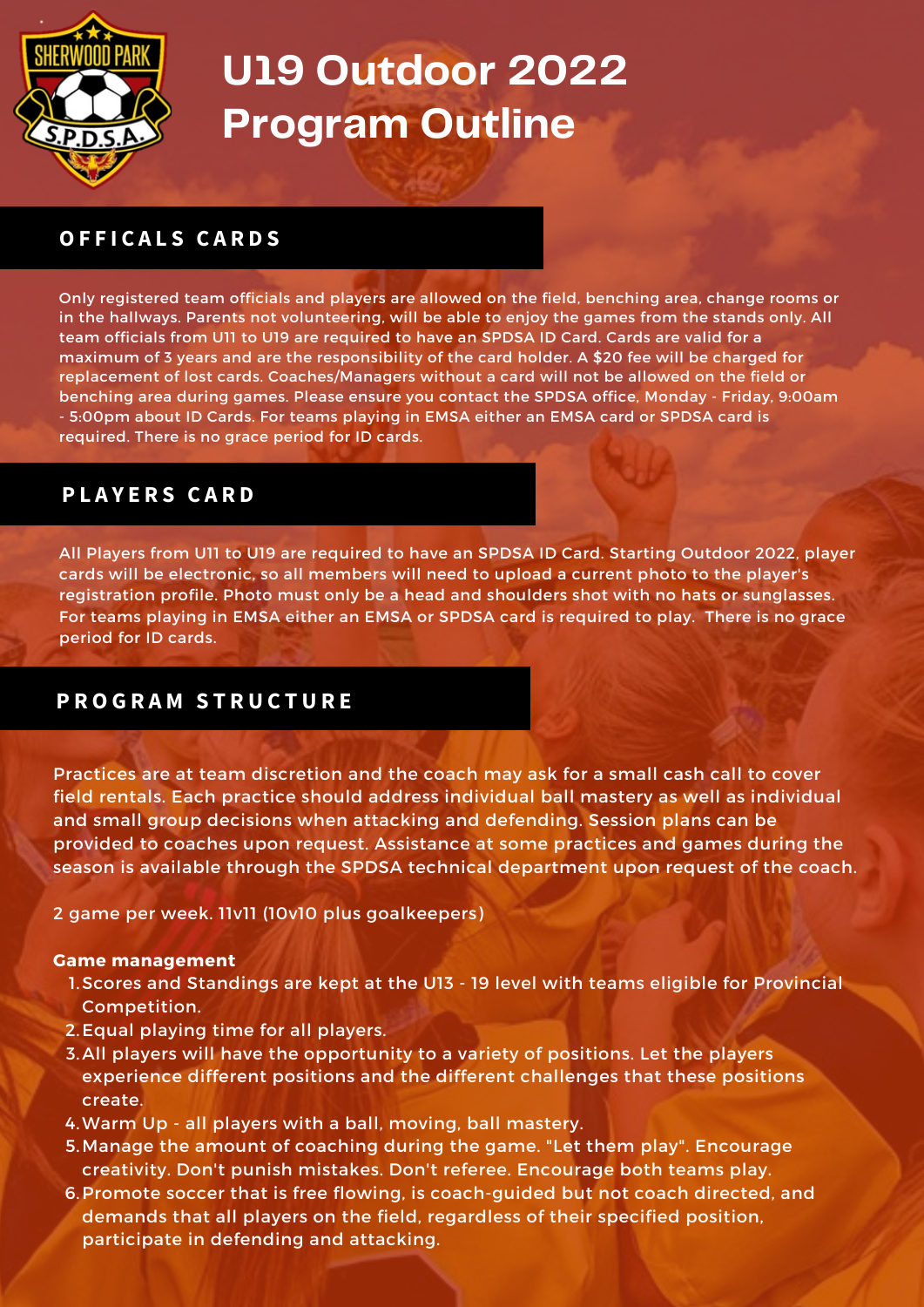# U19 Outdoor 2022 Program Outline

## OFFICALS CARDS

Only registered team officials and players are allowed on the field, benching area, change rooms or in the hallways. Parents not volunteering, will be able to enjoy the games from the stands only. All team officials from U11 to U19 are required to have an SPDSA ID Card. Cards are valid for a maximum of 3 years and are the responsibility of the card holder. A $20 fee will be charged for replacement of lost cards. Coaches/Managers without a card will not be allowed on the field or benching area during games. Please ensure you contact the SPDSA office, Monday - Friday, 9:00am - 5:00pm about ID Cards. For teams playing in EMSA either an EMSA card or SPDSA card is required. There is no grace period for ID cards.

## PLAYERS CARD

All Players from U11 to U19 are required to have an SPDSA ID Card. Starting Outdoor 2022, player cards will be electronic, so all members will need to upload a current photo to the player's registration profile. Photo must only be a head and shoulders shot with no hats or sunglasses. For teams playing in EMSA either an EMSA or SPDSA card is required to play. There is no grace period for ID cards.

## PROGRAM STRUCTURE

Practices are at team discretion and the coach may ask for a small cash call to cover field rentals. Each practice should address individual ball mastery as well as individual and small group decisions when attacking and defending. Session plans can be provided to coaches upon request. Assistance at some practices and games during the season is available through the SPDSA technical department upon request of the coach.

2 game per week. 11v11 (10v10 plus goalkeepers)

**Game management**

1. Scores and Standings are kept at the U13 - 19 level with teams eligible for Provincial Competition.
2. Equal playing time for all players.
3. All players will have the opportunity to a variety of positions. Let the players experience different positions and the different challenges that these positions create.
4. Warm Up - all players with a ball, moving, ball mastery.
5. Manage the amount of coaching during the game. "Let them play". Encourage creativity. Don't punish mistakes. Don't referee. Encourage both teams play.
6. Promote soccer that is free flowing, is coach-guided but not coach directed, and demands that all players on the field, regardless of their specified position, participate in defending and attacking.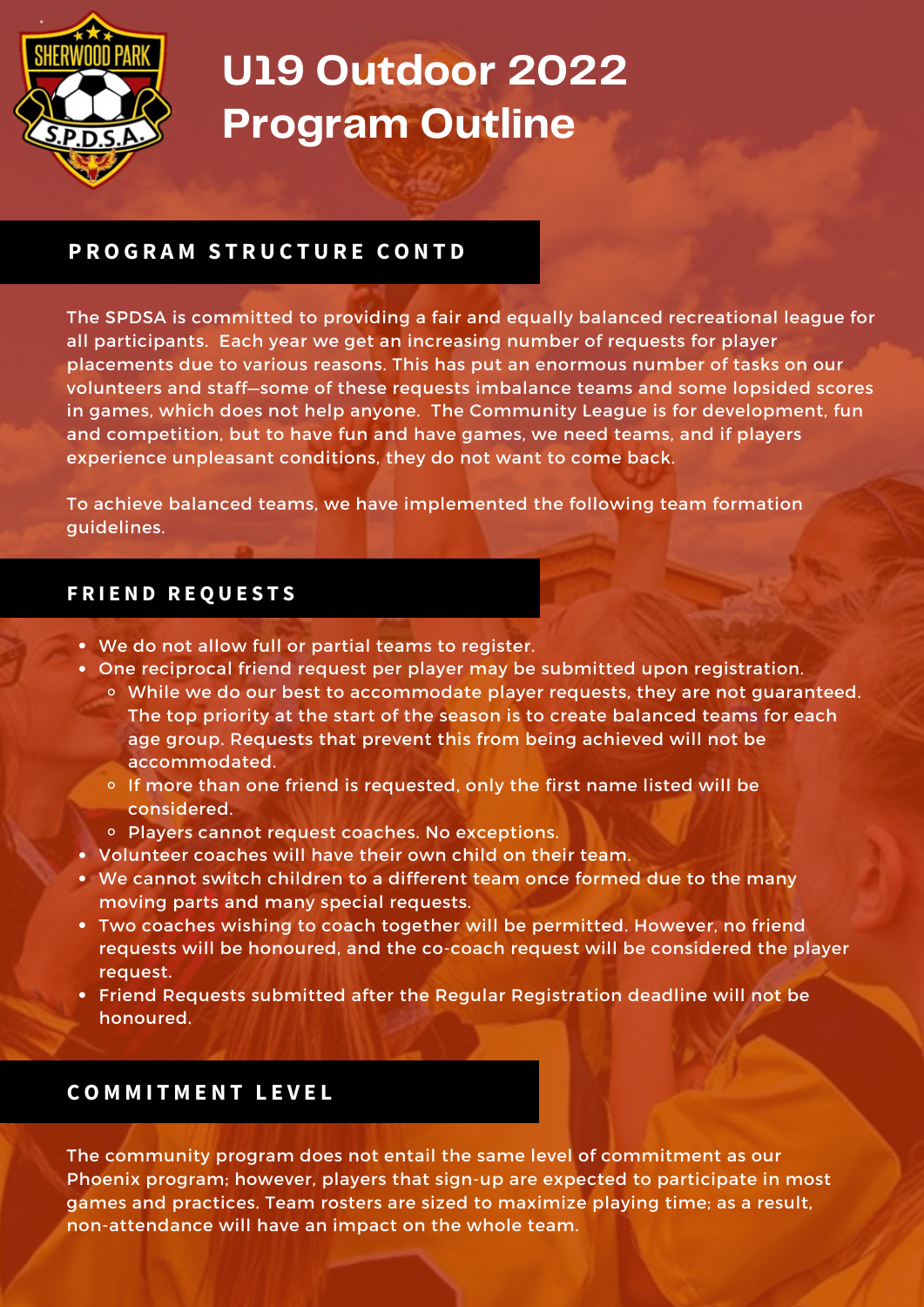# U19 Outdoor 2022 Program Outline

## PROGRAM STRUCTURE CONTD

The SPDSA is committed to providing a fair and equally balanced recreational league for all participants. Each year we get an increasing number of requests for player placements due to various reasons. This has put an enormous number of tasks on our volunteers and staff—some of these requests imbalance teams and some lopsided scores in games, which does not help anyone. The Community League is for development, fun and competition, but to have fun and have games, we need teams, and if players experience unpleasant conditions, they do not want to come back.

To achieve balanced teams, we have implemented the following team formation guidelines.

## FRIEND REQUESTS

- We do not allow full or partial teams to register.
- One reciprocal friend request per player may be submitted upon registration.
  - While we do our best to accommodate player requests, they are not guaranteed. The top priority at the start of the season is to create balanced teams for each age group. Requests that prevent this from being achieved will not be accommodated.
  - If more than one friend is requested, only the first name listed will be considered.
  - Players cannot request coaches. No exceptions.
- Volunteer coaches will have their own child on their team.
- We cannot switch children to a different team once formed due to the many moving parts and many special requests.
- Two coaches wishing to coach together will be permitted. However, no friend requests will be honoured, and the co-coach request will be considered the player request.
- Friend Requests submitted after the Regular Registration deadline will not be honoured.

## COMMITMENT LEVEL

The community program does not entail the same level of commitment as our Phoenix program; however, players that sign-up are expected to participate in most games and practices. Team rosters are sized to maximize playing time; as a result, non-attendance will have an impact on the whole team.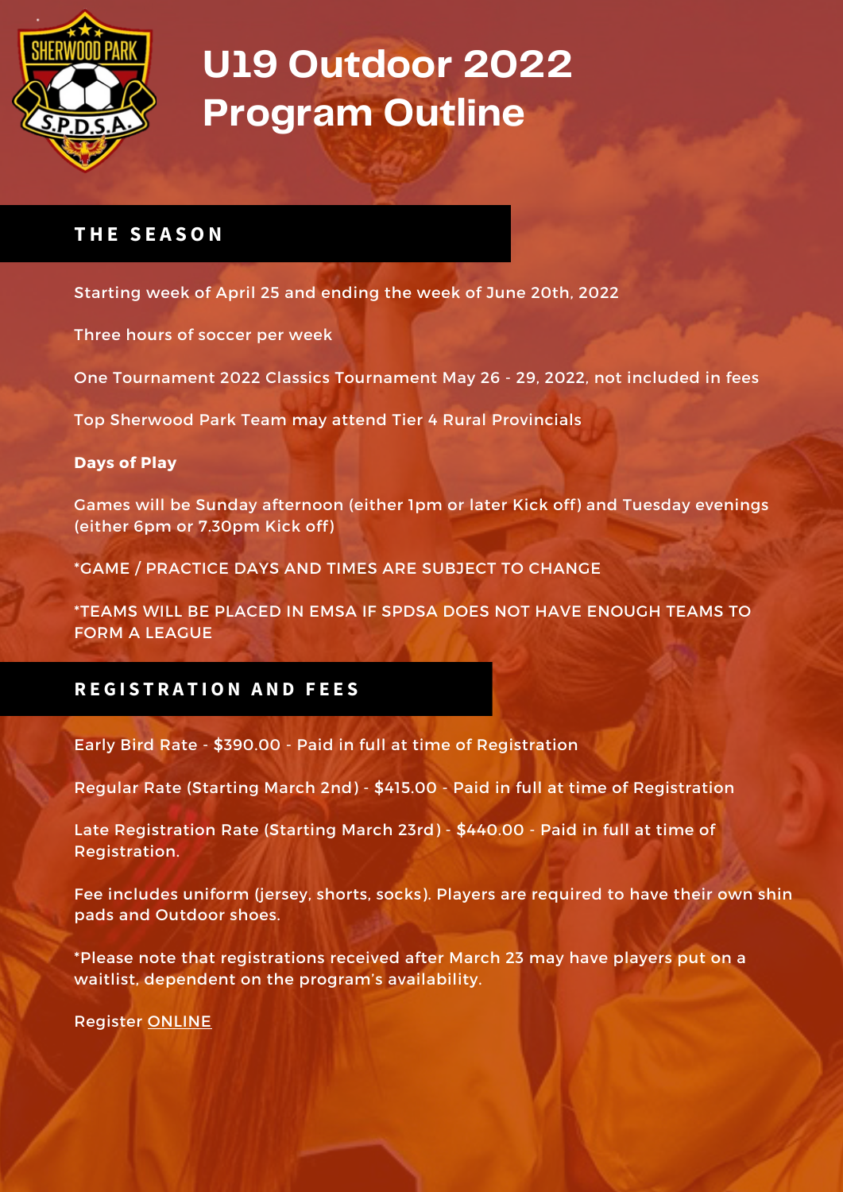# U19 Outdoor 2022 Program Outline

## THE SEASON

Starting week of April 25 and ending the week of June 20th, 2022

Three hours of soccer per week

One Tournament 2022 Classics Tournament May 26 - 29, 2022, not included in fees

Top Sherwood Park Team may attend Tier 4 Rural Provincials

**Days of Play**

Games will be Sunday afternoon (either 1pm or later Kick off) and Tuesday evenings (either 6pm or 7.30pm Kick off)

*GAME / PRACTICE DAYS AND TIMES ARE SUBJECT TO CHANGE

*TEAMS WILL BE PLACED IN EMSA IF SPDSA DOES NOT HAVE ENOUGH TEAMS TO FORM A LEAGUE

## REGISTRATION AND FEES

Early Bird Rate - $390.00 - Paid in full at time of Registration

Regular Rate (Starting March 2nd) - $415.00 - Paid in full at time of Registration

Late Registration Rate (Starting March 23rd) - $440.00 - Paid in full at time of Registration.

Fee includes uniform (jersey, shorts, socks). Players are required to have their own shin pads and Outdoor shoes.

*Please note that registrations received after March 23 may have players put on a waitlist, dependent on the program's availability.

Register ONLINE